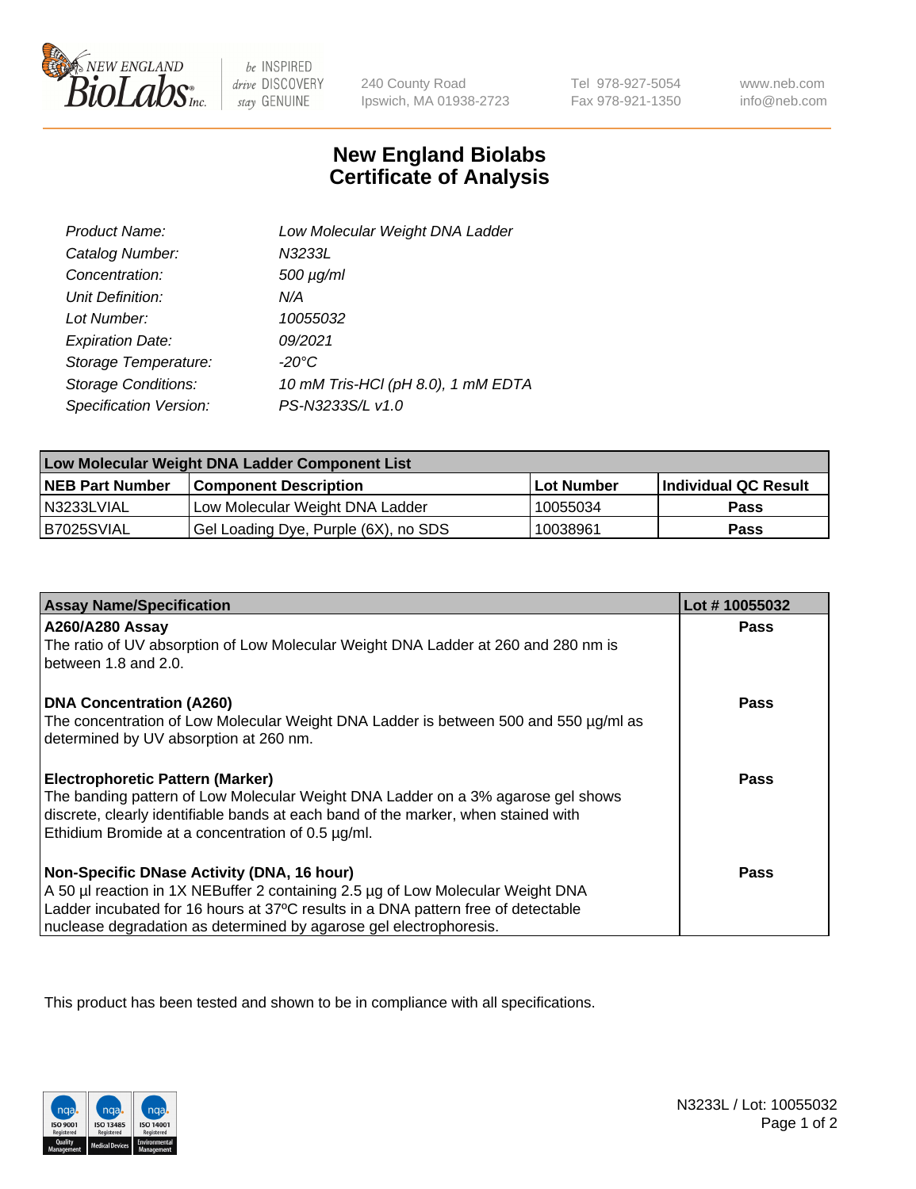240 County Road
Ipswich, MA 01938-2723

Tel 978-927-5054
Fax 978-921-1350

www.neb.com
info@neb.com

# New England Biolabs
# Certificate of Analysis

| | |
|---|---|
| *Product Name:* | *Low Molecular Weight DNA Ladder* |
| *Catalog Number:* | *N3233L* |
| *Concentration:* | *500 µg/ml* |
| *Unit Definition:* | *N/A* |
| *Lot Number:* | *10055032* |
| *Expiration Date:* | *09/2021* |
| *Storage Temperature:* | *-20°C* |
| *Storage Conditions:* | *10 mM Tris-HCl (pH 8.0), 1 mM EDTA* |
| *Specification Version:* | *PS-N3233S/L v1.0* |

| Low Molecular Weight DNA Ladder Component List | | | |
|---|---|---|---|
| **NEB Part Number** | **Component Description** | **Lot Number** | **Individual QC Result** |
| N3233LVIAL | Low Molecular Weight DNA Ladder | 10055034 | **Pass** |
| B7025SVIAL | Gel Loading Dye, Purple (6X), no SDS | 10038961 | **Pass** |

| Assay Name/Specification | Lot # 10055032 |
|---|---|
| **A260/A280 Assay** The ratio of UV absorption of Low Molecular Weight DNA Ladder at 260 and 280 nm is between 1.8 and 2.0. | **Pass** |
| **DNA Concentration (A260)** The concentration of Low Molecular Weight DNA Ladder is between 500 and 550 µg/ml as determined by UV absorption at 260 nm. | **Pass** |
| **Electrophoretic Pattern (Marker)** The banding pattern of Low Molecular Weight DNA Ladder on a 3% agarose gel shows discrete, clearly identifiable bands at each band of the marker, when stained with Ethidium Bromide at a concentration of 0.5 µg/ml. | **Pass** |
| **Non-Specific DNase Activity (DNA, 16 hour)** A 50 µl reaction in 1X NEBuffer 2 containing 2.5 µg of Low Molecular Weight DNA Ladder incubated for 16 hours at 37ºC results in a DNA pattern free of detectable nuclease degradation as determined by agarose gel electrophoresis. | **Pass** |

This product has been tested and shown to be in compliance with all specifications.

N3233L / Lot: 10055032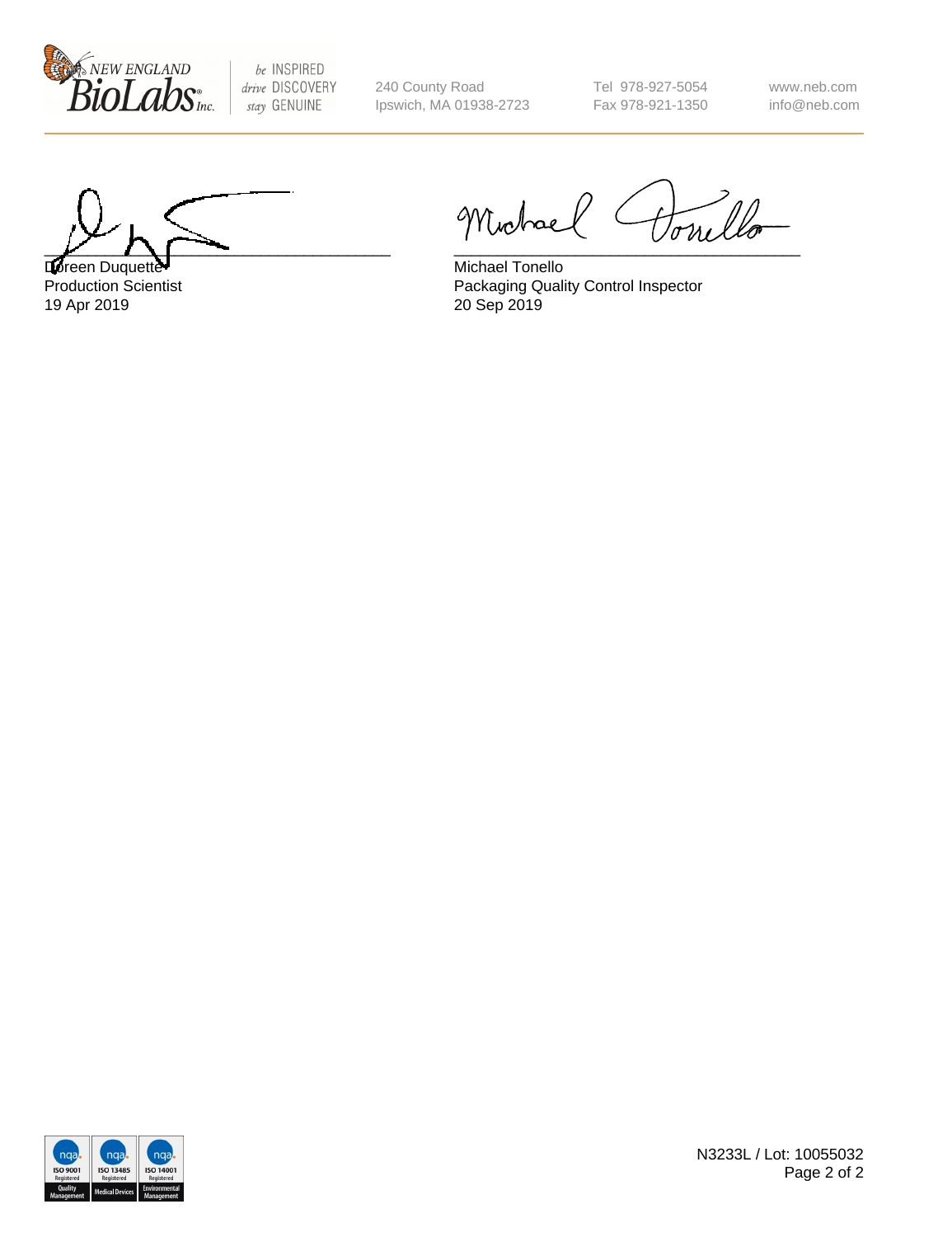Doreen Duquette
Production Scientist
19 Apr 2019

Michael Tonello
Packaging Quality Control Inspector
20 Sep 2019

N3233L / Lot: 10055032